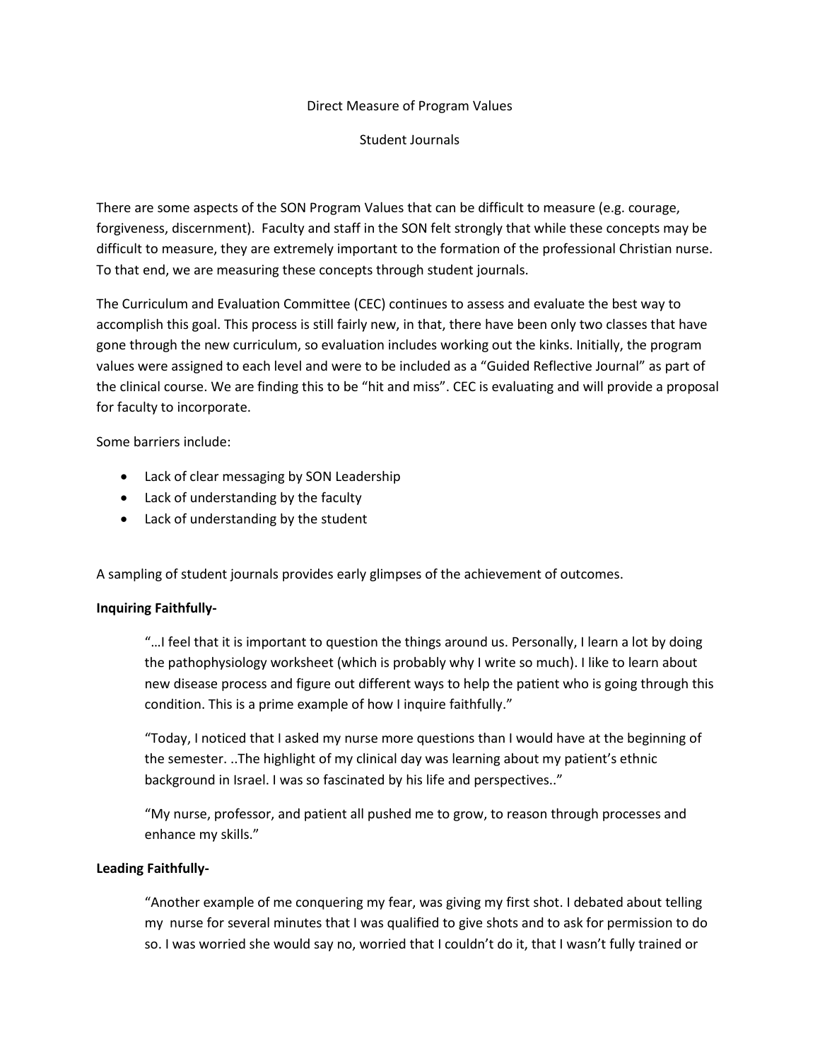# Direct Measure of Program Values

## Student Journals

There are some aspects of the SON Program Values that can be difficult to measure (e.g. courage, forgiveness, discernment). Faculty and staff in the SON felt strongly that while these concepts may be difficult to measure, they are extremely important to the formation of the professional Christian nurse. To that end, we are measuring these concepts through student journals.

The Curriculum and Evaluation Committee (CEC) continues to assess and evaluate the best way to accomplish this goal. This process is still fairly new, in that, there have been only two classes that have gone through the new curriculum, so evaluation includes working out the kinks. Initially, the program values were assigned to each level and were to be included as a "Guided Reflective Journal" as part of the clinical course. We are finding this to be "hit and miss". CEC is evaluating and will provide a proposal for faculty to incorporate.

Some barriers include:

- Lack of clear messaging by SON Leadership
- Lack of understanding by the faculty
- Lack of understanding by the student

A sampling of student journals provides early glimpses of the achievement of outcomes.

**Inquiring Faithfully-**

> "…I feel that it is important to question the things around us. Personally, I learn a lot by doing the pathophysiology worksheet (which is probably why I write so much). I like to learn about new disease process and figure out different ways to help the patient who is going through this condition. This is a prime example of how I inquire faithfully."
>
> "Today, I noticed that I asked my nurse more questions than I would have at the beginning of the semester. ..The highlight of my clinical day was learning about my patient's ethnic background in Israel. I was so fascinated by his life and perspectives.."
>
> "My nurse, professor, and patient all pushed me to grow, to reason through processes and enhance my skills."

**Leading Faithfully-**

> "Another example of me conquering my fear, was giving my first shot. I debated about telling my nurse for several minutes that I was qualified to give shots and to ask for permission to do so. I was worried she would say no, worried that I couldn't do it, that I wasn't fully trained or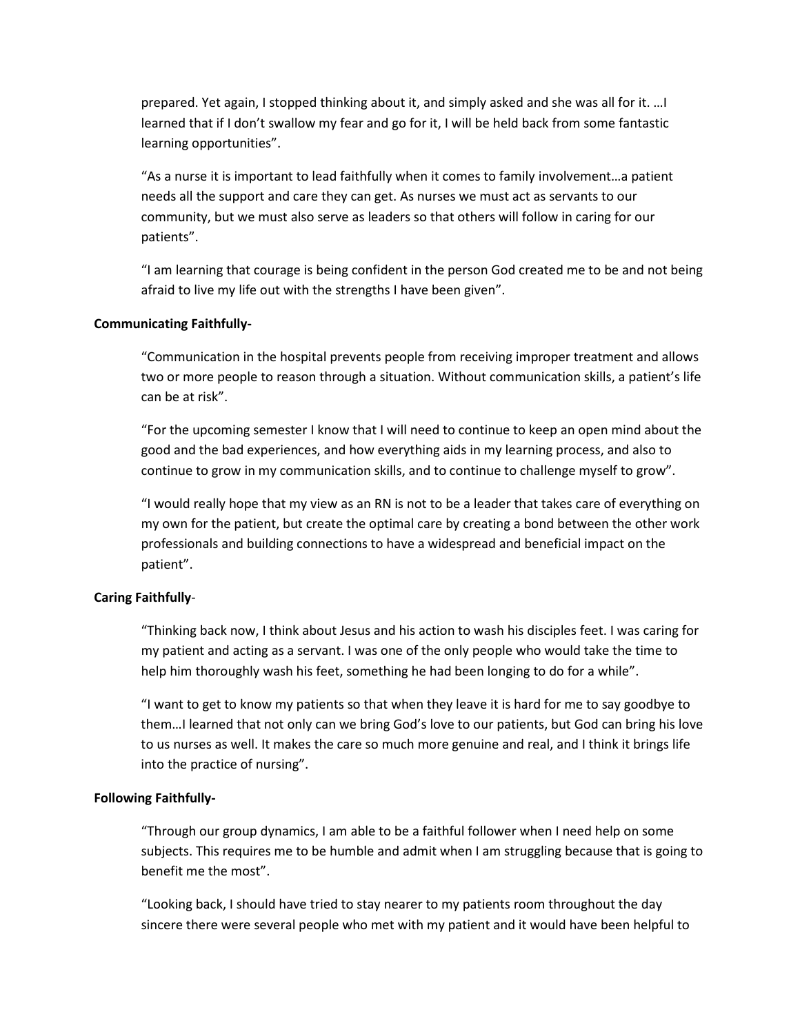prepared. Yet again, I stopped thinking about it, and simply asked and she was all for it. …I learned that if I don't swallow my fear and go for it, I will be held back from some fantastic learning opportunities".

"As a nurse it is important to lead faithfully when it comes to family involvement…a patient needs all the support and care they can get. As nurses we must act as servants to our community, but we must also serve as leaders so that others will follow in caring for our patients".

"I am learning that courage is being confident in the person God created me to be and not being afraid to live my life out with the strengths I have been given".

**Communicating Faithfully-**

"Communication in the hospital prevents people from receiving improper treatment and allows two or more people to reason through a situation. Without communication skills, a patient's life can be at risk".

"For the upcoming semester I know that I will need to continue to keep an open mind about the good and the bad experiences, and how everything aids in my learning process, and also to continue to grow in my communication skills, and to continue to challenge myself to grow".

"I would really hope that my view as an RN is not to be a leader that takes care of everything on my own for the patient, but create the optimal care by creating a bond between the other work professionals and building connections to have a widespread and beneficial impact on the patient".

**Caring Faithfully**-

"Thinking back now, I think about Jesus and his action to wash his disciples feet. I was caring for my patient and acting as a servant. I was one of the only people who would take the time to help him thoroughly wash his feet, something he had been longing to do for a while".

"I want to get to know my patients so that when they leave it is hard for me to say goodbye to them…I learned that not only can we bring God's love to our patients, but God can bring his love to us nurses as well. It makes the care so much more genuine and real, and I think it brings life into the practice of nursing".

**Following Faithfully-**

"Through our group dynamics, I am able to be a faithful follower when I need help on some subjects. This requires me to be humble and admit when I am struggling because that is going to benefit me the most".

"Looking back, I should have tried to stay nearer to my patients room throughout the day sincere there were several people who met with my patient and it would have been helpful to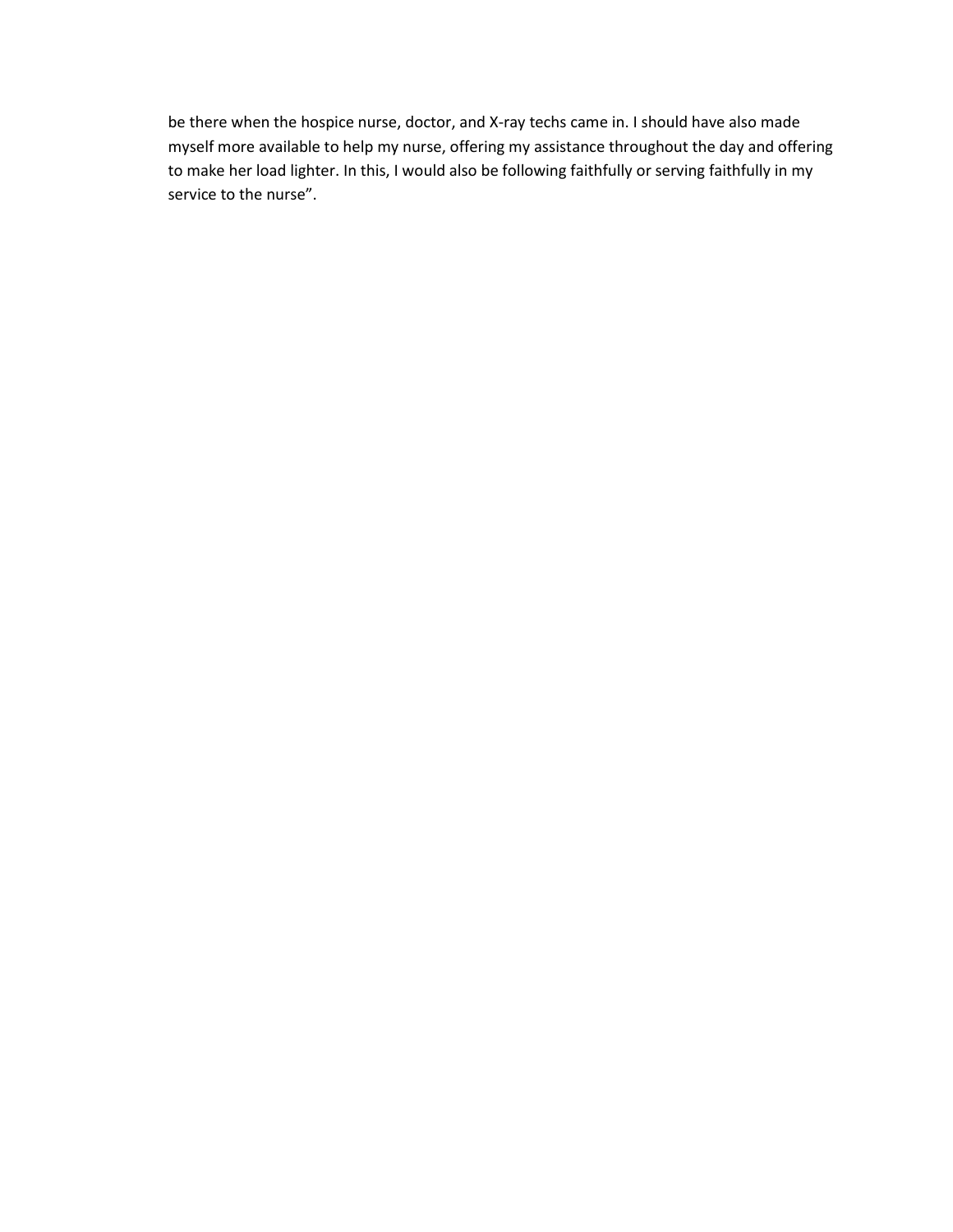be there when the hospice nurse, doctor, and X-ray techs came in. I should have also made myself more available to help my nurse, offering my assistance throughout the day and offering to make her load lighter. In this, I would also be following faithfully or serving faithfully in my service to the nurse".